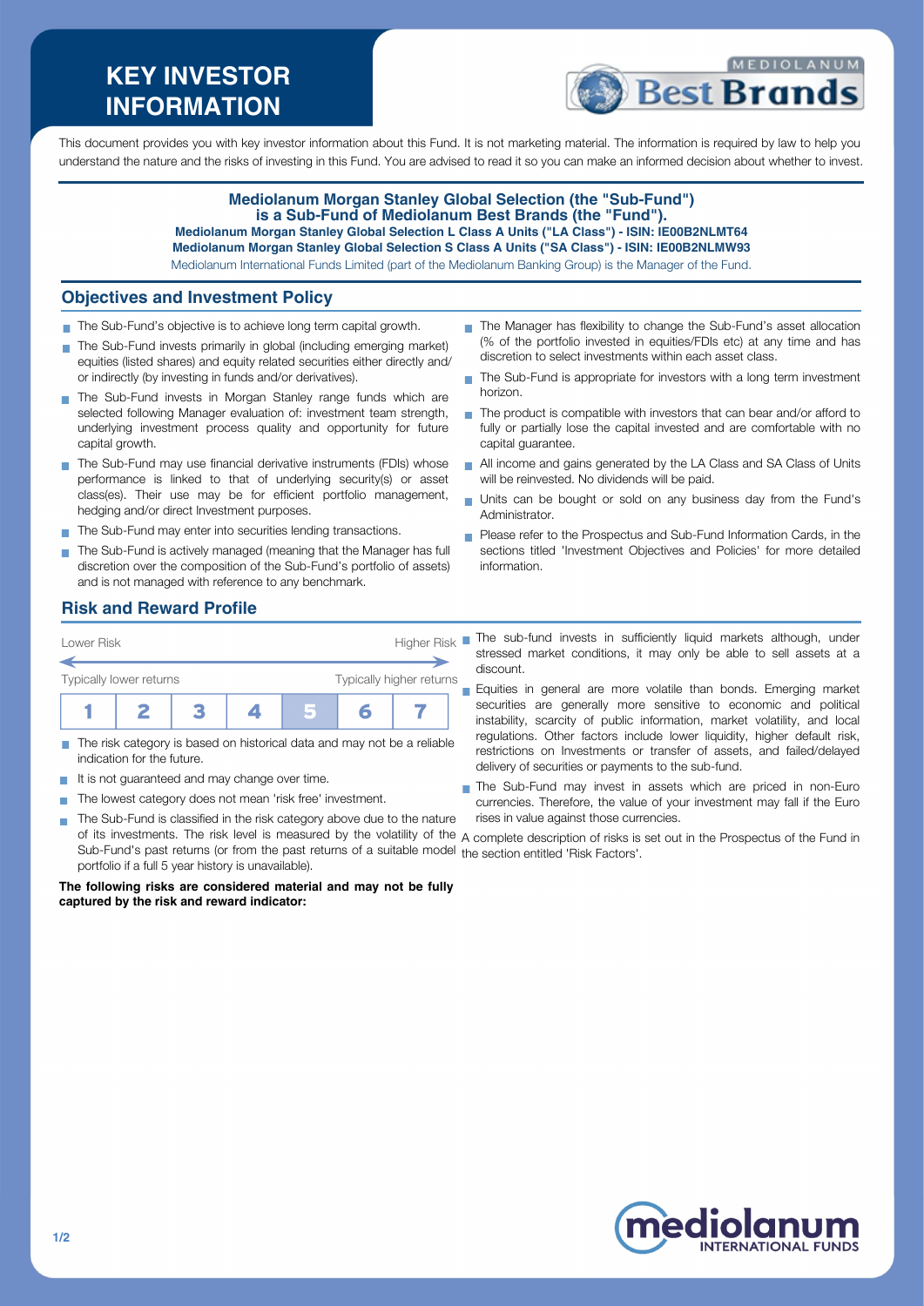# KEY INVESTOR INFORMATION

This document provides you with key investor information about this Fund. It is not marketing material. The information is required by law to help you understand the nature and the risks of investing in this Fund. You are advised to read it so you can make an informed decision about whether to invest.

**Mediolanum Morgan Stanley Global Selection (the "Sub-Fund") is a Sub-Fund of Mediolanum Best Brands (the "Fund").**

**Mediolanum Morgan Stanley Global Selection L Class A Units ("LA Class") - ISIN: IE00B2NLMT64**

**Mediolanum Morgan Stanley Global Selection S Class A Units ("SA Class") - ISIN: IE00B2NLMW93**

Mediolanum International Funds Limited (part of the Mediolanum Banking Group) is the Manager of the Fund.

## Objectives and Investment Policy

- The Sub-Fund's objective is to achieve long term capital growth.
- The Sub-Fund invests primarily in global (including emerging market) equities (listed shares) and equity related securities either directly and/or indirectly (by investing in funds and/or derivatives).
- The Sub-Fund invests in Morgan Stanley range funds which are selected following Manager evaluation of: investment team strength, underlying investment process quality and opportunity for future capital growth.
- The Sub-Fund may use financial derivative instruments (FDIs) whose performance is linked to that of underlying security(s) or asset class(es). Their use may be for efficient portfolio management, hedging and/or direct Investment purposes.
- The Sub-Fund may enter into securities lending transactions.
- The Sub-Fund is actively managed (meaning that the Manager has full discretion over the composition of the Sub-Fund's portfolio of assets) and is not managed with reference to any benchmark.
- The Manager has flexibility to change the Sub-Fund's asset allocation (% of the portfolio invested in equities/FDIs etc) at any time and has discretion to select investments within each asset class.
- The Sub-Fund is appropriate for investors with a long term investment horizon.
- The product is compatible with investors that can bear and/or afford to fully or partially lose the capital invested and are comfortable with no capital guarantee.
- All income and gains generated by the LA Class and SA Class of Units will be reinvested. No dividends will be paid.
- Units can be bought or sold on any business day from the Fund's Administrator.
- Please refer to the Prospectus and Sub-Fund Information Cards, in the sections titled 'Investment Objectives and Policies' for more detailed information.

## Risk and Reward Profile

| Lower Risk | | | | | | Higher Risk |
|---|---|---|---|---|---|---|
| Typically lower returns | | | | | | Typically higher returns |
| 1 | 2 | 3 | 4 | **5** | 6 | 7 |

- The risk category is based on historical data and may not be a reliable indication for the future.
- It is not guaranteed and may change over time.
- The lowest category does not mean 'risk free' investment.
- The Sub-Fund is classified in the risk category above due to the nature of its investments. The risk level is measured by the volatility of the Sub-Fund's past returns (or from the past returns of a suitable model portfolio if a full 5 year history is unavailable).

**The following risks are considered material and may not be fully captured by the risk and reward indicator:**

- The sub-fund invests in sufficiently liquid markets although, under stressed market conditions, it may only be able to sell assets at a discount.
- Equities in general are more volatile than bonds. Emerging market securities are generally more sensitive to economic and political instability, scarcity of public information, market volatility, and local regulations. Other factors include lower liquidity, higher default risk, restrictions on Investments or transfer of assets, and failed/delayed delivery of securities or payments to the sub-fund.
- The Sub-Fund may invest in assets which are priced in non-Euro currencies. Therefore, the value of your investment may fall if the Euro rises in value against those currencies.

A complete description of risks is set out in the Prospectus of the Fund in the section entitled 'Risk Factors'.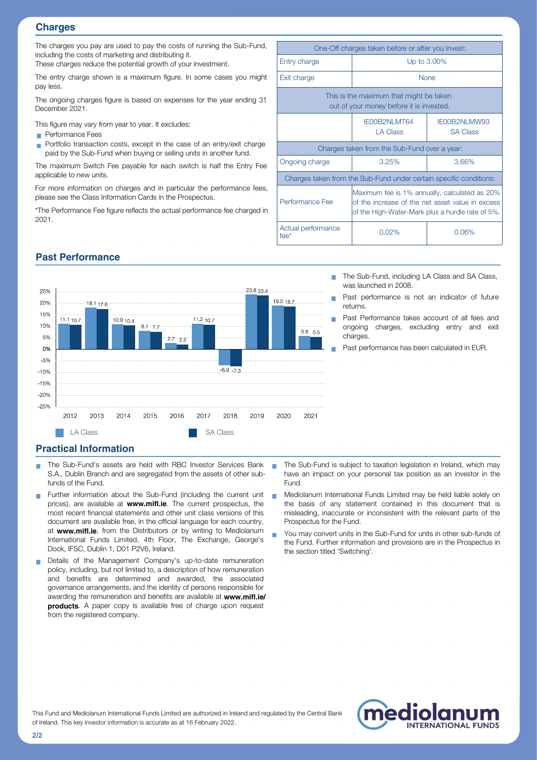## Charges

The charges you pay are used to pay the costs of running the Sub-Fund, including the costs of marketing and distributing it.
These charges reduce the potential growth of your investment.

The entry charge shown is a maximum figure. In some cases you might pay less.

The ongoing charges figure is based on expenses for the year ending 31 December 2021.

This figure may vary from year to year. It excludes:

- Performance Fees
- Portfolio transaction costs, except in the case of an entry/exit charge paid by the Sub-Fund when buying or selling units in another fund.

The maximum Switch Fee payable for each switch is half the Entry Fee applicable to new units.

For more information on charges and in particular the performance fees, please see the Class Information Cards in the Prospectus.

*The Performance Fee figure reflects the actual performance fee charged in 2021.

| One-Off charges taken before or after you invest: | | |
|---|---|---|
| Entry charge | Up to 3.00% | |
| Exit charge | None | |
| This is the maximum that might be taken out of your money before it is invested. | | |
| | IE00B2NLMT64 LA Class | IE00B2NLMW93 SA Class |
| Charges taken from the Sub-Fund over a year: | | |
| Ongoing charge | 3.25% | 3.66% |
| Charges taken from the Sub-Fund under certain specific conditions: | | |
| Performance Fee | Maximum fee is 1% annually, calculated as 20% of the increase of the net asset value in excess of the High-Water-Mark plus a hurdle rate of 5%. | |
| Actual performance fee* | 0.02% | 0.06% |

## Past Performance

25%
20%
15%
10%
5%
0%
-5%
-10%
-15%
-20%
-25%

2012: 11.1 10.7
2013: 18.1 17.6
2014: 10.9 10.4
2015: 8.1 7.7
2016: 2.7 2.2
2017: 11.2 10.7
2018: -6.9 -7.3
2019: 23.8 23.4
2020: 19.0 18.7
2021: 5.8 5.5

LA Class
SA Class

- The Sub-Fund, including LA Class and SA Class, was launched in 2008.
- Past performance is not an indicator of future returns.
- Past Performance takes account of all fees and ongoing charges, excluding entry and exit charges.
- Past performance has been calculated in EUR.

## Practical Information

- The Sub-Fund's assets are held with RBC Investor Services Bank S.A., Dublin Branch and are segregated from the assets of other sub-funds of the Fund.
- Further information about the Sub-Fund (including the current unit prices), are available at **www.mifl.ie**. The current prospectus, the most recent financial statements and other unit class versions of this document are available free, in the official language for each country, at **www.mifl.ie**, from the Distributors or by writing to Mediolanum International Funds Limited, 4th Floor, The Exchange, George's Dock, IFSC, Dublin 1, D01 P2V6, Ireland.
- Details of the Management Company's up-to-date remuneration policy, including, but not limited to, a description of how remuneration and benefits are determined and awarded, the associated governance arrangements, and the identity of persons responsible for awarding the remuneration and benefits are available at **www.mifl.ie/products**. A paper copy is available free of charge upon request from the registered company.
- The Sub-Fund is subject to taxation legislation in Ireland, which may have an impact on your personal tax position as an investor in the Fund.
- Mediolanum International Funds Limited may be held liable solely on the basis of any statement contained in this document that is misleading, inaccurate or inconsistent with the relevant parts of the Prospectus for the Fund.
- You may convert units in the Sub-Fund for units in other sub-funds of the Fund. Further information and provisions are in the Prospectus in the section titled 'Switching'.

This Fund and Mediolanum International Funds Limited are authorized in Ireland and regulated by the Central Bank of Ireland. This key investor information is accurate as at 16 February 2022.